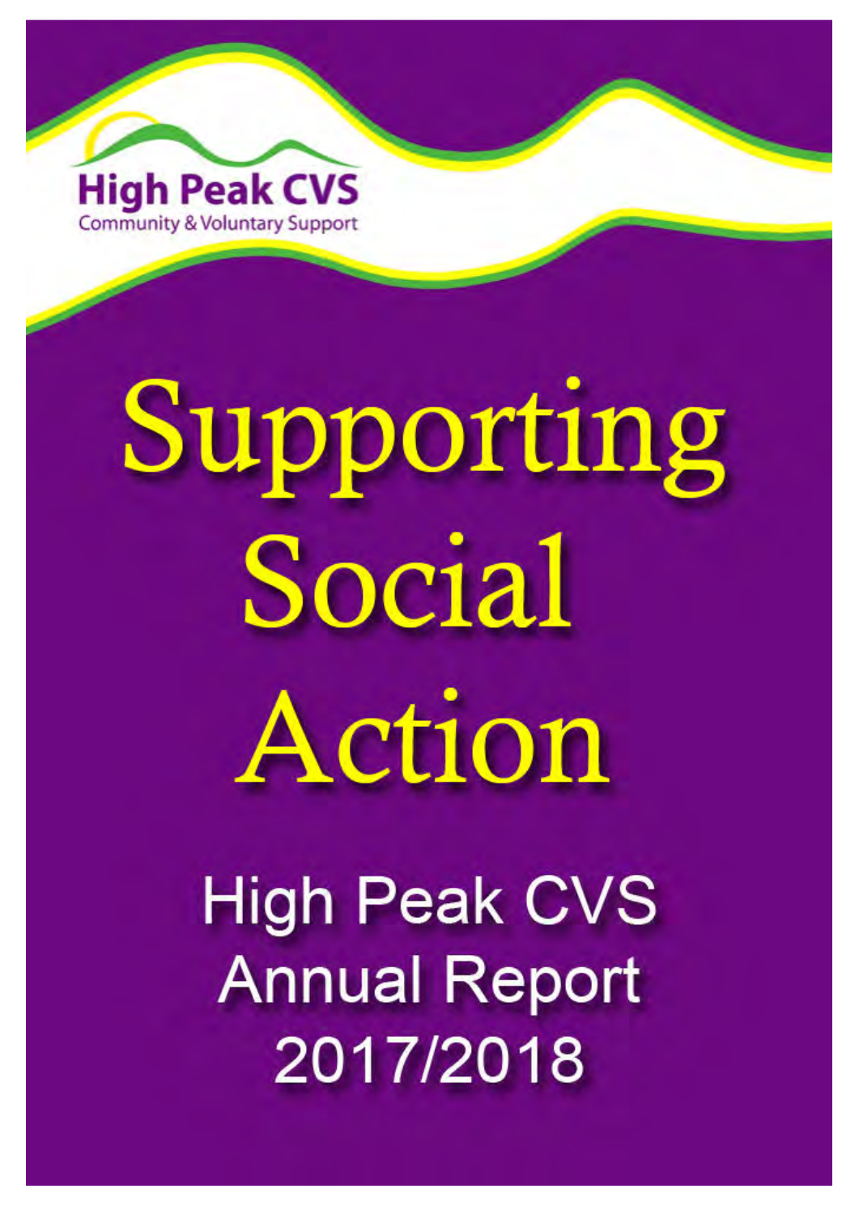High Peak CVS

Community & Voluntary Support

# Supporting Social Action

## High Peak CVS Annual Report 2017/2018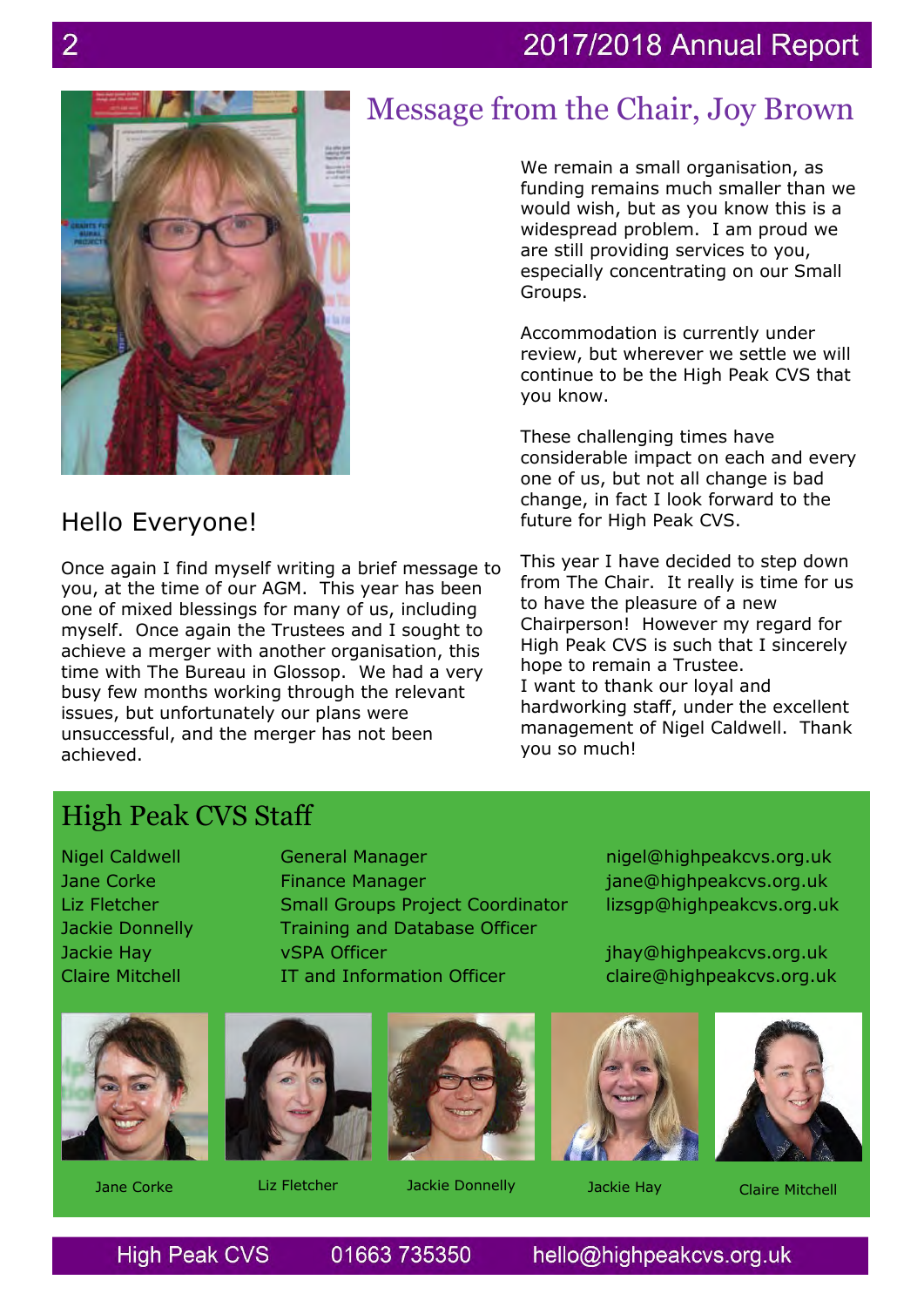# Message from the Chair, Joy Brown

## Hello Everyone!

Once again I find myself writing a brief message to you, at the time of our AGM. This year has been one of mixed blessings for many of us, including myself. Once again the Trustees and I sought to achieve a merger with another organisation, this time with The Bureau in Glossop. We had a very busy few months working through the relevant issues, but unfortunately our plans were unsuccessful, and the merger has not been achieved.

We remain a small organisation, as funding remains much smaller than we would wish, but as you know this is a widespread problem. I am proud we are still providing services to you, especially concentrating on our Small Groups.

Accommodation is currently under review, but wherever we settle we will continue to be the High Peak CVS that you know.

These challenging times have considerable impact on each and every one of us, but not all change is bad change, in fact I look forward to the future for High Peak CVS.

This year I have decided to step down from The Chair. It really is time for us to have the pleasure of a new Chairperson! However my regard for High Peak CVS is such that I sincerely hope to remain a Trustee.
I want to thank our loyal and hardworking staff, under the excellent management of Nigel Caldwell. Thank you so much!

## High Peak CVS Staff

| Name | Role | Email |
|---|---|---|
| Nigel Caldwell | General Manager | nigel@highpeakcvs.org.uk |
| Jane Corke | Finance Manager | jane@highpeakcvs.org.uk |
| Liz Fletcher | Small Groups Project Coordinator | lizsgp@highpeakcvs.org.uk |
| Jackie Donnelly | Training and Database Officer | |
| Jackie Hay | vSPA Officer | jhay@highpeakcvs.org.uk |
| Claire Mitchell | IT and Information Officer | claire@highpeakcvs.org.uk |

Jane Corke

Liz Fletcher

Jackie Donnelly

Jackie Hay

Claire Mitchell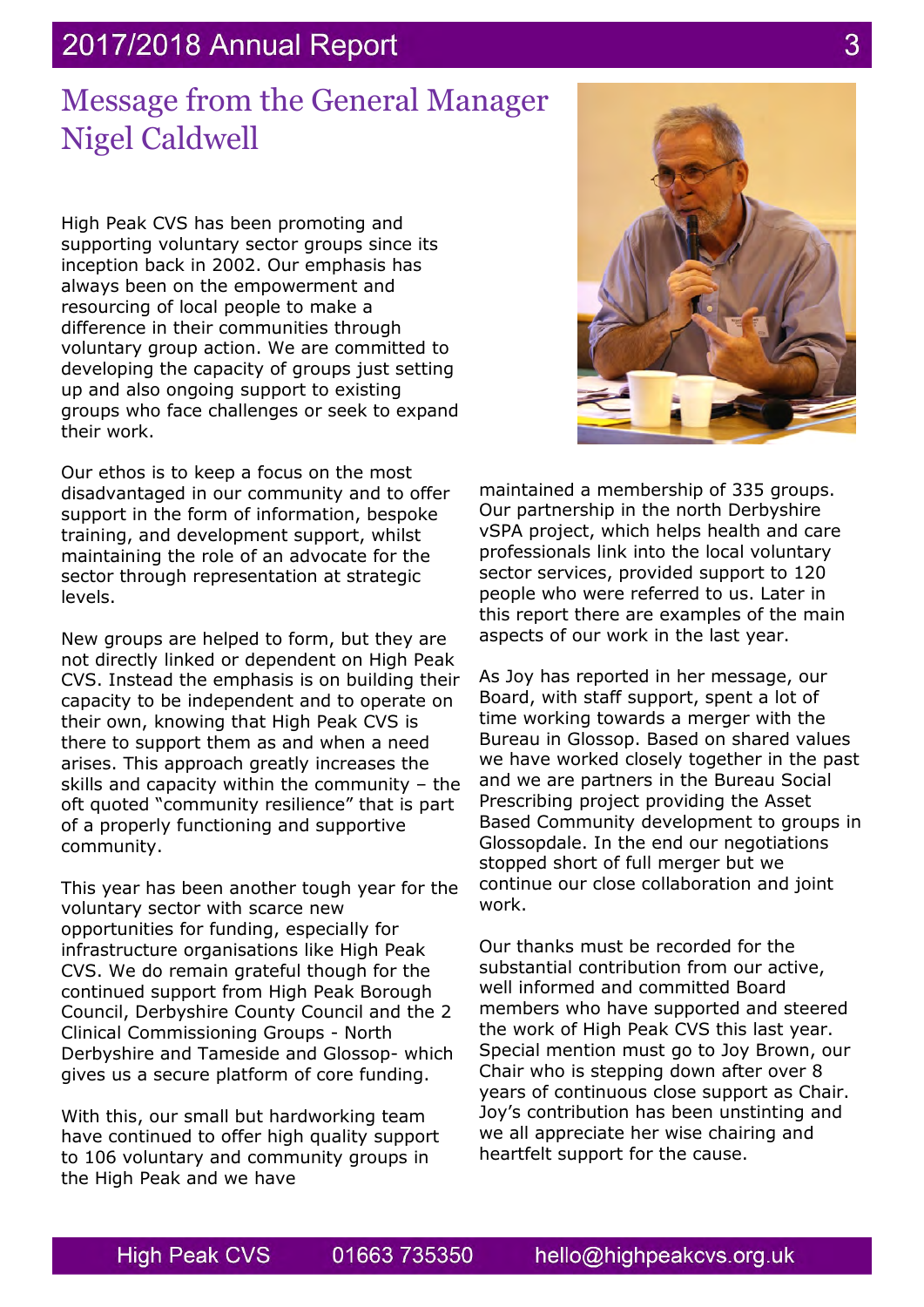# Message from the General Manager Nigel Caldwell

High Peak CVS has been promoting and supporting voluntary sector groups since its inception back in 2002. Our emphasis has always been on the empowerment and resourcing of local people to make a difference in their communities through voluntary group action. We are committed to developing the capacity of groups just setting up and also ongoing support to existing groups who face challenges or seek to expand their work.

Our ethos is to keep a focus on the most disadvantaged in our community and to offer support in the form of information, bespoke training, and development support, whilst maintaining the role of an advocate for the sector through representation at strategic levels.

New groups are helped to form, but they are not directly linked or dependent on High Peak CVS. Instead the emphasis is on building their capacity to be independent and to operate on their own, knowing that High Peak CVS is there to support them as and when a need arises. This approach greatly increases the skills and capacity within the community – the oft quoted "community resilience" that is part of a properly functioning and supportive community.

This year has been another tough year for the voluntary sector with scarce new opportunities for funding, especially for infrastructure organisations like High Peak CVS. We do remain grateful though for the continued support from High Peak Borough Council, Derbyshire County Council and the 2 Clinical Commissioning Groups - North Derbyshire and Tameside and Glossop- which gives us a secure platform of core funding.

With this, our small but hardworking team have continued to offer high quality support to 106 voluntary and community groups in the High Peak and we have maintained a membership of 335 groups. Our partnership in the north Derbyshire vSPA project, which helps health and care professionals link into the local voluntary sector services, provided support to 120 people who were referred to us. Later in this report there are examples of the main aspects of our work in the last year.

As Joy has reported in her message, our Board, with staff support, spent a lot of time working towards a merger with the Bureau in Glossop. Based on shared values we have worked closely together in the past and we are partners in the Bureau Social Prescribing project providing the Asset Based Community development to groups in Glossopdale. In the end our negotiations stopped short of full merger but we continue our close collaboration and joint work.

Our thanks must be recorded for the substantial contribution from our active, well informed and committed Board members who have supported and steered the work of High Peak CVS this last year. Special mention must go to Joy Brown, our Chair who is stepping down after over 8 years of continuous close support as Chair. Joy's contribution has been unstinting and we all appreciate her wise chairing and heartfelt support for the cause.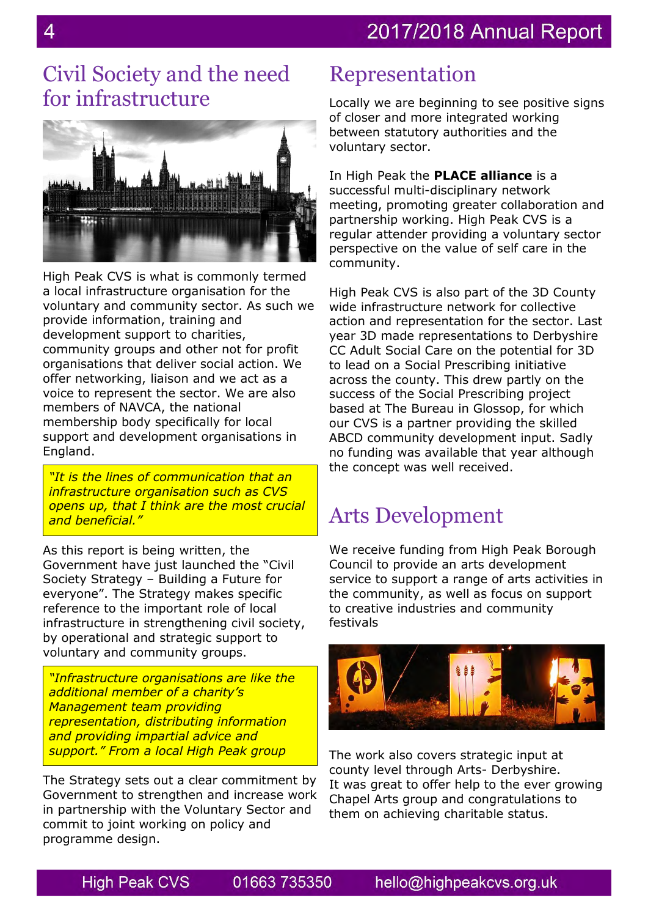## Civil Society and the need for infrastructure

High Peak CVS is what is commonly termed a local infrastructure organisation for the voluntary and community sector. As such we provide information, training and development support to charities, community groups and other not for profit organisations that deliver social action. We offer networking, liaison and we act as a voice to represent the sector. We are also members of NAVCA, the national membership body specifically for local support and development organisations in England.

*"It is the lines of communication that an infrastructure organisation such as CVS opens up, that I think are the most crucial and beneficial."*

As this report is being written, the Government have just launched the "Civil Society Strategy – Building a Future for everyone". The Strategy makes specific reference to the important role of local infrastructure in strengthening civil society, by operational and strategic support to voluntary and community groups.

*"Infrastructure organisations are like the additional member of a charity's Management team providing representation, distributing information and providing impartial advice and support." From a local High Peak group*

The Strategy sets out a clear commitment by Government to strengthen and increase work in partnership with the Voluntary Sector and commit to joint working on policy and programme design.

## Representation

Locally we are beginning to see positive signs of closer and more integrated working between statutory authorities and the voluntary sector.

In High Peak the **PLACE alliance** is a successful multi-disciplinary network meeting, promoting greater collaboration and partnership working. High Peak CVS is a regular attender providing a voluntary sector perspective on the value of self care in the community.

High Peak CVS is also part of the 3D County wide infrastructure network for collective action and representation for the sector. Last year 3D made representations to Derbyshire CC Adult Social Care on the potential for 3D to lead on a Social Prescribing initiative across the county. This drew partly on the success of the Social Prescribing project based at The Bureau in Glossop, for which our CVS is a partner providing the skilled ABCD community development input. Sadly no funding was available that year although the concept was well received.

## Arts Development

We receive funding from High Peak Borough Council to provide an arts development service to support a range of arts activities in the community, as well as focus on support to creative industries and community festivals

The work also covers strategic input at county level through Arts- Derbyshire.
It was great to offer help to the ever growing Chapel Arts group and congratulations to them on achieving charitable status.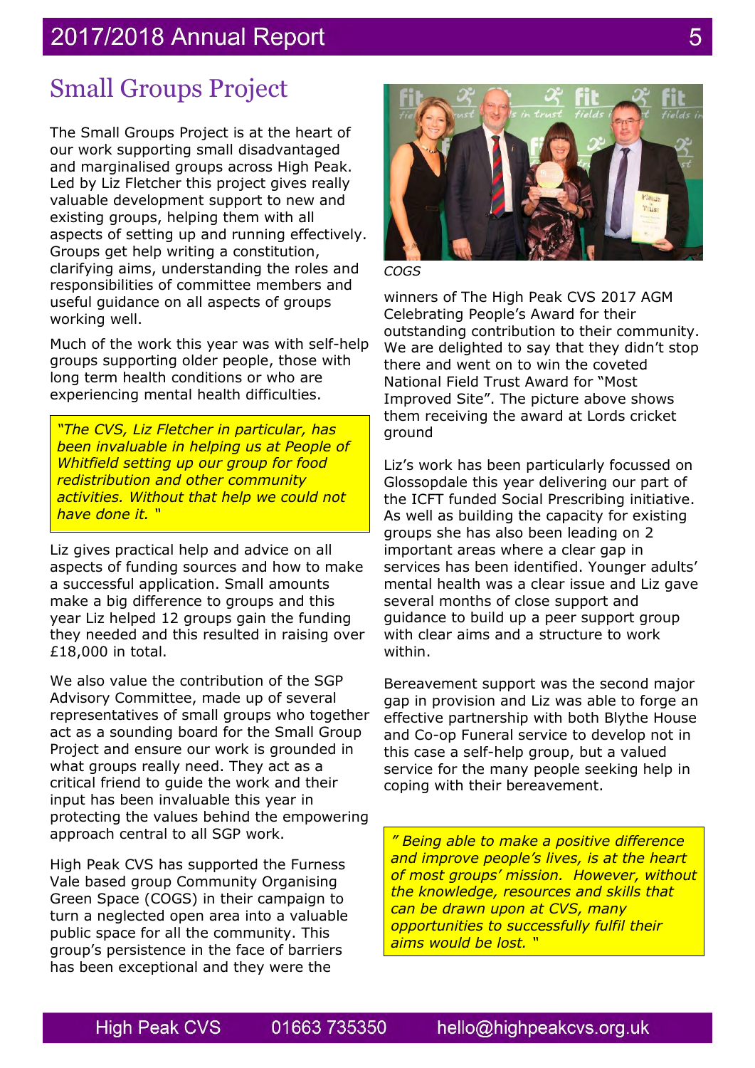## Small Groups Project

The Small Groups Project is at the heart of our work supporting small disadvantaged and marginalised groups across High Peak. Led by Liz Fletcher this project gives really valuable development support to new and existing groups, helping them with all aspects of setting up and running effectively. Groups get help writing a constitution, clarifying aims, understanding the roles and responsibilities of committee members and useful guidance on all aspects of groups working well.

Much of the work this year was with self-help groups supporting older people, those with long term health conditions or who are experiencing mental health difficulties.

> *"The CVS, Liz Fletcher in particular, has been invaluable in helping us at People of Whitfield setting up our group for food redistribution and other community activities. Without that help we could not have done it. "*

Liz gives practical help and advice on all aspects of funding sources and how to make a successful application. Small amounts make a big difference to groups and this year Liz helped 12 groups gain the funding they needed and this resulted in raising over £18,000 in total.

We also value the contribution of the SGP Advisory Committee, made up of several representatives of small groups who together act as a sounding board for the Small Group Project and ensure our work is grounded in what groups really need. They act as a critical friend to guide the work and their input has been invaluable this year in protecting the values behind the empowering approach central to all SGP work.

High Peak CVS has supported the Furness Vale based group Community Organising Green Space (COGS) in their campaign to turn a neglected open area into a valuable public space for all the community. This group's persistence in the face of barriers has been exceptional and they were the winners of The High Peak CVS 2017 AGM Celebrating People's Award for their outstanding contribution to their community. We are delighted to say that they didn't stop there and went on to win the coveted National Field Trust Award for "Most Improved Site". The picture above shows them receiving the award at Lords cricket ground

*COGS*

Liz's work has been particularly focussed on Glossopdale this year delivering our part of the ICFT funded Social Prescribing initiative. As well as building the capacity for existing groups she has also been leading on 2 important areas where a clear gap in services has been identified. Younger adults' mental health was a clear issue and Liz gave several months of close support and guidance to build up a peer support group with clear aims and a structure to work within.

Bereavement support was the second major gap in provision and Liz was able to forge an effective partnership with both Blythe House and Co-op Funeral service to develop not in this case a self-help group, but a valued service for the many people seeking help in coping with their bereavement.

> *" Being able to make a positive difference and improve people's lives, is at the heart of most groups' mission. However, without the knowledge, resources and skills that can be drawn upon at CVS, many opportunities to successfully fulfil their aims would be lost. "*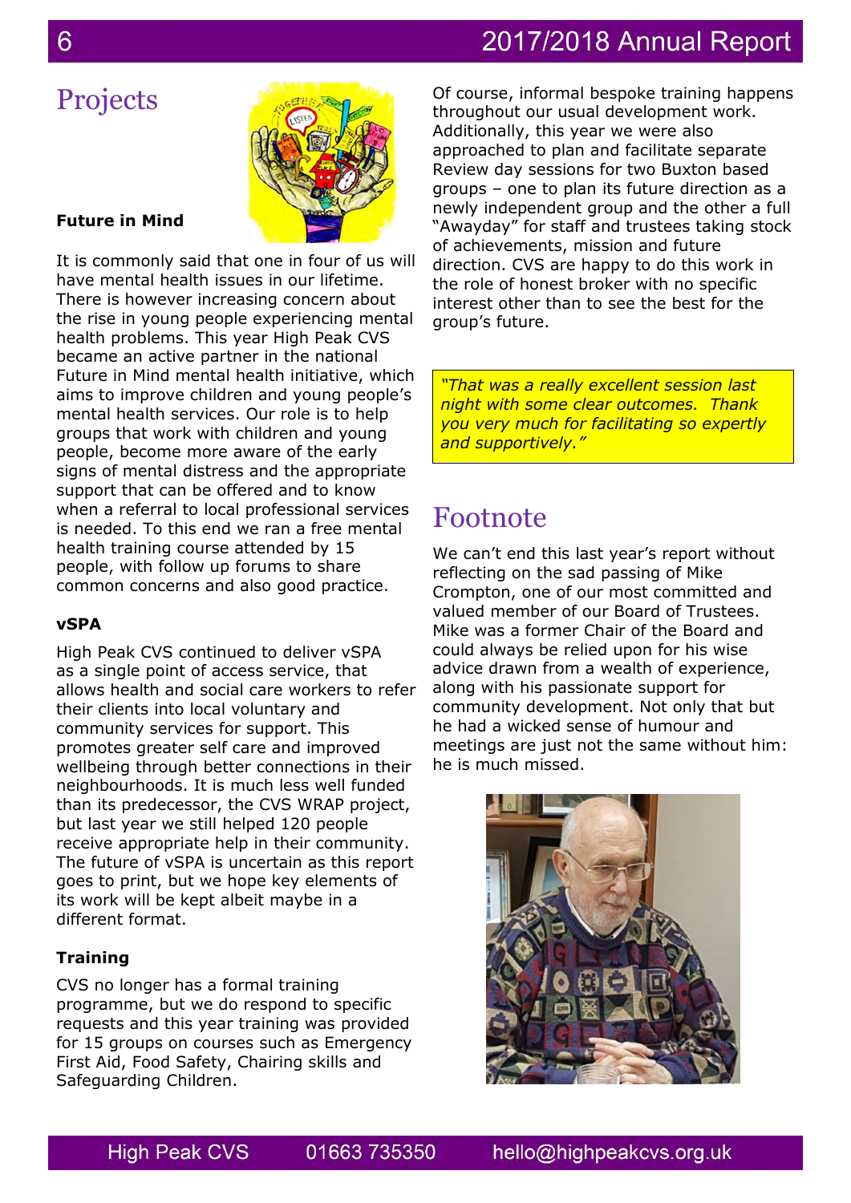# Projects

### Future in Mind

It is commonly said that one in four of us will have mental health issues in our lifetime. There is however increasing concern about the rise in young people experiencing mental health problems. This year High Peak CVS became an active partner in the national Future in Mind mental health initiative, which aims to improve children and young people's mental health services. Our role is to help groups that work with children and young people, become more aware of the early signs of mental distress and the appropriate support that can be offered and to know when a referral to local professional services is needed. To this end we ran a free mental health training course attended by 15 people, with follow up forums to share common concerns and also good practice.

### vSPA

High Peak CVS continued to deliver vSPA as a single point of access service, that allows health and social care workers to refer their clients into local voluntary and community services for support. This promotes greater self care and improved wellbeing through better connections in their neighbourhoods. It is much less well funded than its predecessor, the CVS WRAP project, but last year we still helped 120 people receive appropriate help in their community. The future of vSPA is uncertain as this report goes to print, but we hope key elements of its work will be kept albeit maybe in a different format.

### Training

CVS no longer has a formal training programme, but we do respond to specific requests and this year training was provided for 15 groups on courses such as Emergency First Aid, Food Safety, Chairing skills and Safeguarding Children.

Of course, informal bespoke training happens throughout our usual development work. Additionally, this year we were also approached to plan and facilitate separate Review day sessions for two Buxton based groups – one to plan its future direction as a newly independent group and the other a full "Awayday" for staff and trustees taking stock of achievements, mission and future direction. CVS are happy to do this work in the role of honest broker with no specific interest other than to see the best for the group's future.

> *"That was a really excellent session last night with some clear outcomes. Thank you very much for facilitating so expertly and supportively."*

# Footnote

We can't end this last year's report without reflecting on the sad passing of Mike Crompton, one of our most committed and valued member of our Board of Trustees. Mike was a former Chair of the Board and could always be relied upon for his wise advice drawn from a wealth of experience, along with his passionate support for community development. Not only that but he had a wicked sense of humour and meetings are just not the same without him: he is much missed.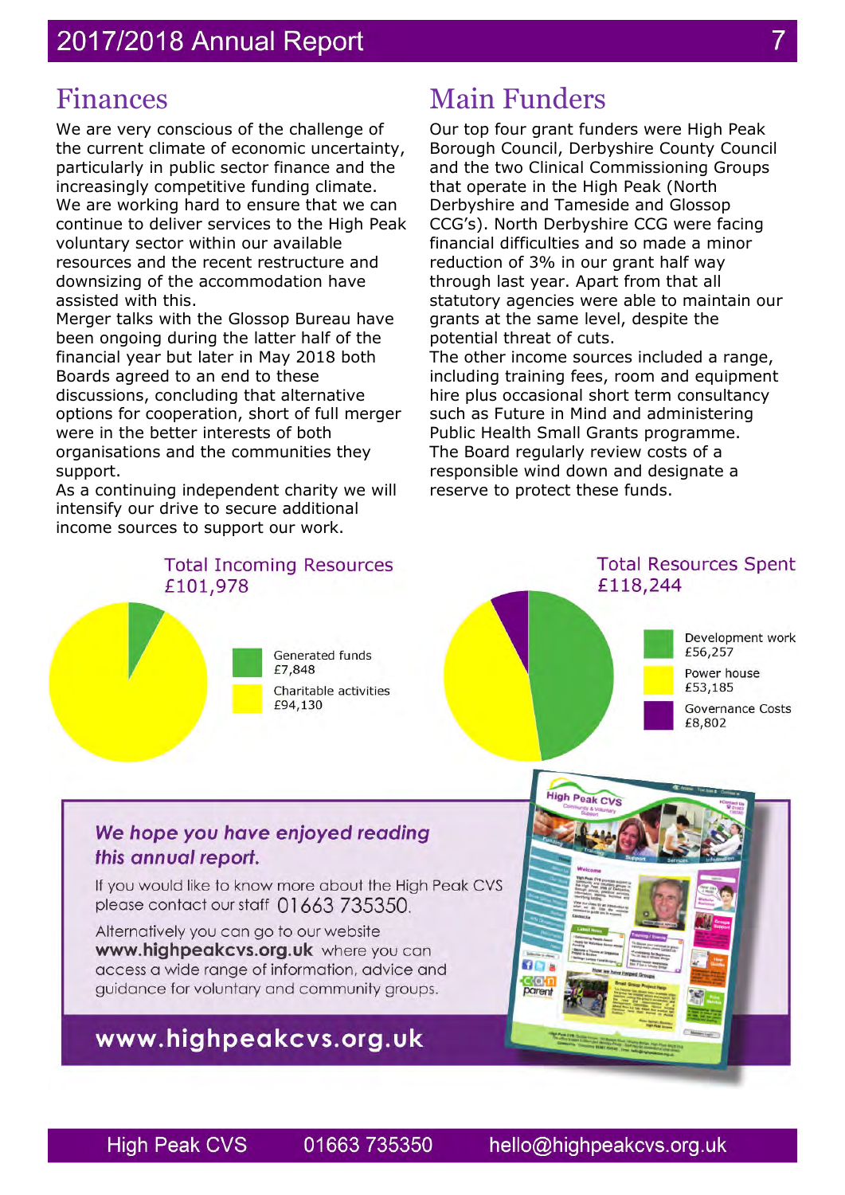## Finances

We are very conscious of the challenge of the current climate of economic uncertainty, particularly in public sector finance and the increasingly competitive funding climate. We are working hard to ensure that we can continue to deliver services to the High Peak voluntary sector within our available resources and the recent restructure and downsizing of the accommodation have assisted with this.

Merger talks with the Glossop Bureau have been ongoing during the latter half of the financial year but later in May 2018 both Boards agreed to an end to these discussions, concluding that alternative options for cooperation, short of full merger were in the better interests of both organisations and the communities they support.

As a continuing independent charity we will intensify our drive to secure additional income sources to support our work.

## Main Funders

Our top four grant funders were High Peak Borough Council, Derbyshire County Council and the two Clinical Commissioning Groups that operate in the High Peak (North Derbyshire and Tameside and Glossop CCG's). North Derbyshire CCG were facing financial difficulties and so made a minor reduction of 3% in our grant half way through last year. Apart from that all statutory agencies were able to maintain our grants at the same level, despite the potential threat of cuts.

The other income sources included a range, including training fees, room and equipment hire plus occasional short term consultancy such as Future in Mind and administering Public Health Small Grants programme.

The Board regularly review costs of a responsible wind down and designate a reserve to protect these funds.

**Total Incoming Resources £101,978**

- Generated funds £7,848
- Charitable activities £94,130

**Total Resources Spent £118,244**

- Development work £56,257
- Power house £53,185
- Governance Costs £8,802

***We hope you have enjoyed reading this annual report.***

If you would like to know more about the High Peak CVS please contact our staff 01663 735350.

Alternatively you can go to our website **www.highpeakcvs.org.uk** where you can access a wide range of information, advice and guidance for voluntary and community groups.

**www.highpeakcvs.org.uk**

High Peak CVS 01663 735350 hello@highpeakcvs.org.uk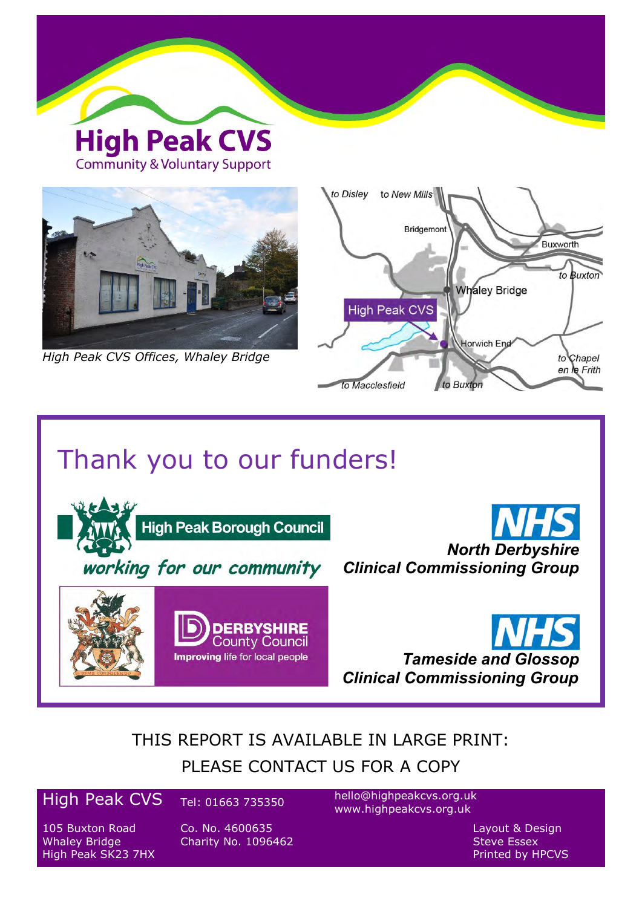# High Peak CVS

Community & Voluntary Support

*High Peak CVS Offices, Whaley Bridge*

to Disley
to New Mills
Bridgemont
Buxworth
to Buxton
Whaley Bridge
High Peak CVS
Horwich End
to Chapel en le Frith
to Macclesfield
to Buxton

## Thank you to our funders!

High Peak Borough Council

*working for our community*

NHS

***North Derbyshire Clinical Commissioning Group***

DERBYSHIRE County Council

**Improving** life for local people

NHS

***Tameside and Glossop Clinical Commissioning Group***

THIS REPORT IS AVAILABLE IN LARGE PRINT: PLEASE CONTACT US FOR A COPY

High Peak CVS

105 Buxton Road
Whaley Bridge
High Peak SK23 7HX

Tel: 01663 735350

Co. No. 4600635
Charity No. 1096462

hello@highpeakcvs.org.uk
www.highpeakcvs.org.uk

Layout & Design
Steve Essex
Printed by HPCVS